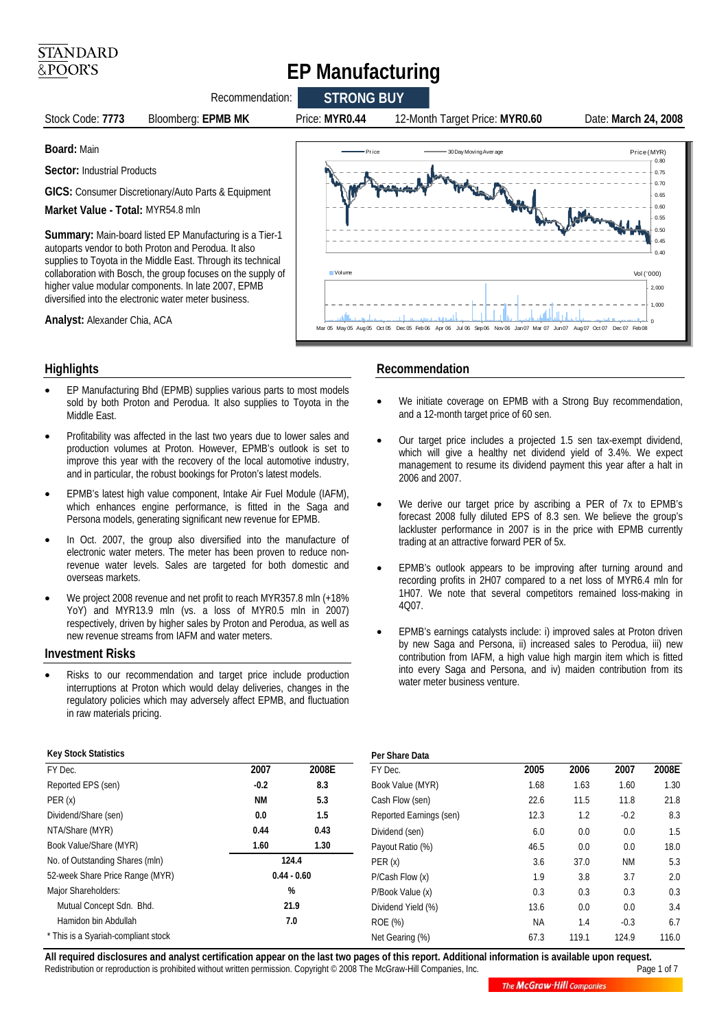STANDARD & POOR'S

# EP Manufacturing

Recommendation: **STRONG BUY**

Stock Code: **7773** | Bloomberg: **EPMB MK** | Price: **MYR0.44** | 12-Month Target Price: **MYR0.60** | Date: **March 24, 2008**

**Board:** Main

**Sector:** Industrial Products

**GICS:** Consumer Discretionary/Auto Parts & Equipment

**Market Value - Total:** MYR54.8 mln

**Summary:** Main-board listed EP Manufacturing is a Tier-1 autoparts vendor to both Proton and Perodua. It also supplies to Toyota in the Middle East. Through its technical collaboration with Bosch, the group focuses on the supply of higher value modular components. In late 2007, EPMB diversified into the electronic water meter business.

**Analyst:** Alexander Chia, ACA

## Highlights

- EP Manufacturing Bhd (EPMB) supplies various parts to most models sold by both Proton and Perodua. It also supplies to Toyota in the Middle East.
- Profitability was affected in the last two years due to lower sales and production volumes at Proton. However, EPMB's outlook is set to improve this year with the recovery of the local automotive industry, and in particular, the robust bookings for Proton's latest models.
- EPMB's latest high value component, Intake Air Fuel Module (IAFM), which enhances engine performance, is fitted in the Saga and Persona models, generating significant new revenue for EPMB.
- In Oct. 2007, the group also diversified into the manufacture of electronic water meters. The meter has been proven to reduce non-revenue water levels. Sales are targeted for both domestic and overseas markets.
- We project 2008 revenue and net profit to reach MYR357.8 mln (+18% YoY) and MYR13.9 mln (vs. a loss of MYR0.5 mln in 2007) respectively, driven by higher sales by Proton and Perodua, as well as new revenue streams from IAFM and water meters.

## Investment Risks

- Risks to our recommendation and target price include production interruptions at Proton which would delay deliveries, changes in the regulatory policies which may adversely affect EPMB, and fluctuation in raw materials pricing.

## Recommendation

- We initiate coverage on EPMB with a Strong Buy recommendation, and a 12-month target price of 60 sen.
- Our target price includes a projected 1.5 sen tax-exempt dividend, which will give a healthy net dividend yield of 3.4%. We expect management to resume its dividend payment this year after a halt in 2006 and 2007.
- We derive our target price by ascribing a PER of 7x to EPMB's forecast 2008 fully diluted EPS of 8.3 sen. We believe the group's lackluster performance in 2007 is in the price with EPMB currently trading at an attractive forward PER of 5x.
- EPMB's outlook appears to be improving after turning around and recording profits in 2H07 compared to a net loss of MYR6.4 mln for 1H07. We note that several competitors remained loss-making in 4Q07.
- EPMB's earnings catalysts include: i) improved sales at Proton driven by new Saga and Persona, ii) increased sales to Perodua, iii) new contribution from IAFM, a high value high margin item which is fitted into every Saga and Persona, and iv) maiden contribution from its water meter business venture.

**Key Stock Statistics**

| FY Dec. | 2007 | 2008E |
|---|---|---|
| Reported EPS (sen) | -0.2 | 8.3 |
| PER (x) | NM | 5.3 |
| Dividend/Share (sen) | 0.0 | 1.5 |
| NTA/Share (MYR) | 0.44 | 0.43 |
| Book Value/Share (MYR) | 1.60 | 1.30 |
| No. of Outstanding Shares (mln) | 124.4 | |
| 52-week Share Price Range (MYR) | 0.44 - 0.60 | |
| Major Shareholders: | % | |
| Mutual Concept Sdn. Bhd. | 21.9 | |
| Hamidon bin Abdullah | 7.0 | |

\* This is a Syariah-compliant stock

**Per Share Data**

| FY Dec. | 2005 | 2006 | 2007 | 2008E |
|---|---|---|---|---|
| Book Value (MYR) | 1.68 | 1.63 | 1.60 | 1.30 |
| Cash Flow (sen) | 22.6 | 11.5 | 11.8 | 21.8 |
| Reported Earnings (sen) | 12.3 | 1.2 | -0.2 | 8.3 |
| Dividend (sen) | 6.0 | 0.0 | 0.0 | 1.5 |
| Payout Ratio (%) | 46.5 | 0.0 | 0.0 | 18.0 |
| PER (x) | 3.6 | 37.0 | NM | 5.3 |
| P/Cash Flow (x) | 1.9 | 3.8 | 3.7 | 2.0 |
| P/Book Value (x) | 0.3 | 0.3 | 0.3 | 0.3 |
| Dividend Yield (%) | 13.6 | 0.0 | 0.0 | 3.4 |
| ROE (%) | NA | 1.4 | -0.3 | 6.7 |
| Net Gearing (%) | 67.3 | 119.1 | 124.9 | 116.0 |

**All required disclosures and analyst certification appear on the last two pages of this report. Additional information is available upon request.**
Redistribution or reproduction is prohibited without written permission. Copyright © 2008 The McGraw-Hill Companies, Inc.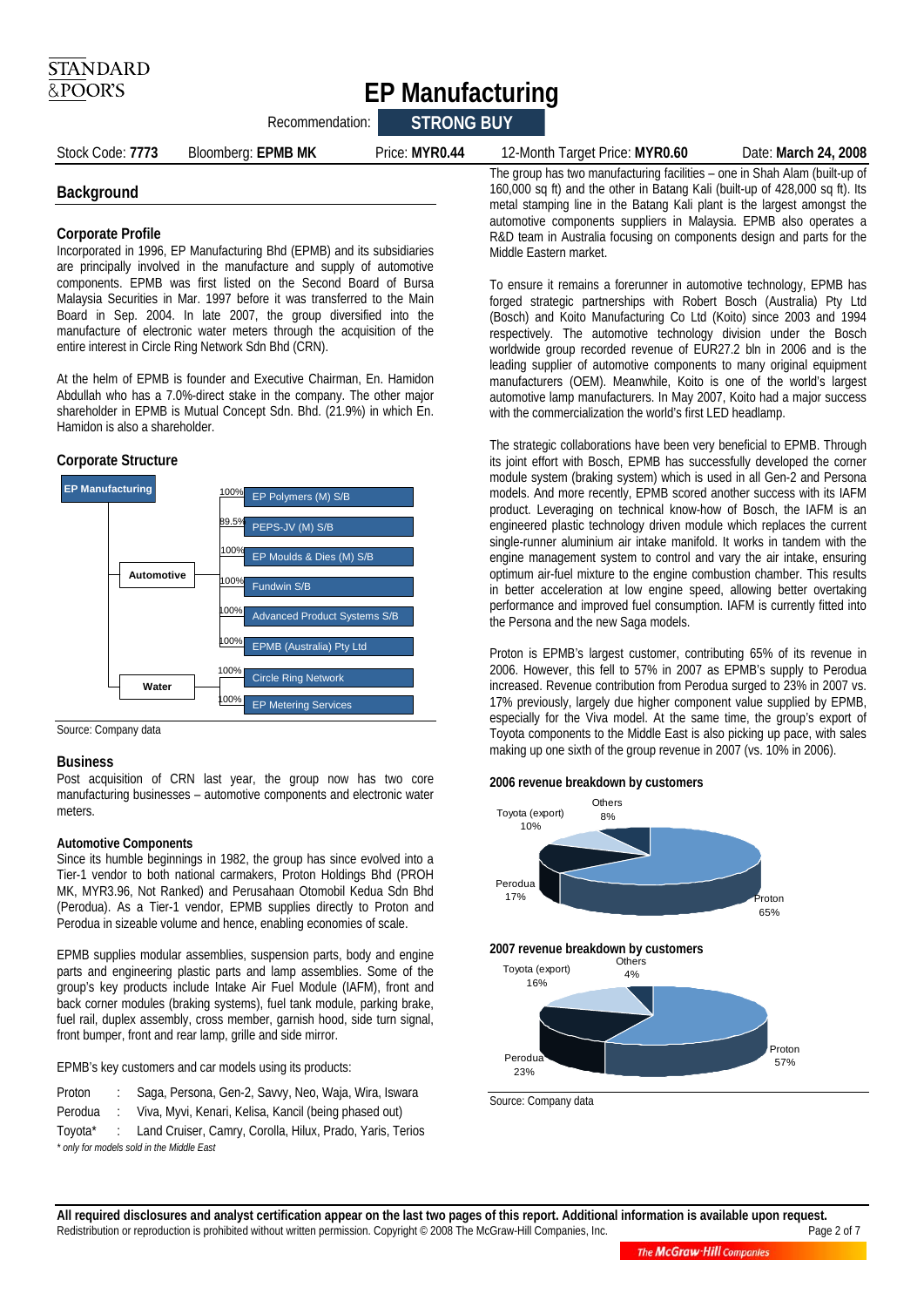# EP Manufacturing

Recommendation: **STRONG BUY**

Stock Code: **7773** | Bloomberg: **EPMB MK** | Price: **MYR0.44** | 12-Month Target Price: **MYR0.60** | Date: **March 24, 2008**

## Background

### Corporate Profile

Incorporated in 1996, EP Manufacturing Bhd (EPMB) and its subsidiaries are principally involved in the manufacture and supply of automotive components. EPMB was first listed on the Second Board of Bursa Malaysia Securities in Mar. 1997 before it was transferred to the Main Board in Sep. 2004. In late 2007, the group diversified into the manufacture of electronic water meters through the acquisition of the entire interest in Circle Ring Network Sdn Bhd (CRN).

At the helm of EPMB is founder and Executive Chairman, En. Hamidon Abdullah who has a 7.0%-direct stake in the company. The other major shareholder in EPMB is Mutual Concept Sdn. Bhd. (21.9%) in which En. Hamidon is also a shareholder.

### Corporate Structure

EP Manufacturing
- Automotive
  - 100% EP Polymers (M) S/B
  - 89.5% PEPS-JV (M) S/B
  - 100% EP Moulds & Dies (M) S/B
  - 100% Fundwin S/B
  - 100% Advanced Product Systems S/B
  - 100% EPMB (Australia) Pty Ltd
- Water
  - 100% Circle Ring Network
  - 100% EP Metering Services

Source: Company data

### Business

Post acquisition of CRN last year, the group now has two core manufacturing businesses – automotive components and electronic water meters.

**Automotive Components**

Since its humble beginnings in 1982, the group has since evolved into a Tier-1 vendor to both national carmakers, Proton Holdings Bhd (PROH MK, MYR3.96, Not Ranked) and Perusahaan Otomobil Kedua Sdn Bhd (Perodua). As a Tier-1 vendor, EPMB supplies directly to Proton and Perodua in sizeable volume and hence, enabling economies of scale.

EPMB supplies modular assemblies, suspension parts, body and engine parts and engineering plastic parts and lamp assemblies. Some of the group's key products include Intake Air Fuel Module (IAFM), front and back corner modules (braking systems), fuel tank module, parking brake, fuel rail, duplex assembly, cross member, garnish hood, side turn signal, front bumper, front and rear lamp, grille and side mirror.

EPMB's key customers and car models using its products:

| | | |
|---|---|---|
| Proton | : | Saga, Persona, Gen-2, Savvy, Neo, Waja, Wira, Iswara |
| Perodua | : | Viva, Myvi, Kenari, Kelisa, Kancil (being phased out) |
| Toyota* | : | Land Cruiser, Camry, Corolla, Hilux, Prado, Yaris, Terios |

*\* only for models sold in the Middle East*

The group has two manufacturing facilities – one in Shah Alam (built-up of 160,000 sq ft) and the other in Batang Kali (built-up of 428,000 sq ft). Its metal stamping line in the Batang Kali plant is the largest amongst the automotive components suppliers in Malaysia. EPMB also operates a R&D team in Australia focusing on components design and parts for the Middle Eastern market.

To ensure it remains a forerunner in automotive technology, EPMB has forged strategic partnerships with Robert Bosch (Australia) Pty Ltd (Bosch) and Koito Manufacturing Co Ltd (Koito) since 2003 and 1994 respectively. The automotive technology division under the Bosch worldwide group recorded revenue of EUR27.2 bln in 2006 and is the leading supplier of automotive components to many original equipment manufacturers (OEM). Meanwhile, Koito is one of the world's largest automotive lamp manufacturers. In May 2007, Koito had a major success with the commercialization the world's first LED headlamp.

The strategic collaborations have been very beneficial to EPMB. Through its joint effort with Bosch, EPMB has successfully developed the corner module system (braking system) which is used in all Gen-2 and Persona models. And more recently, EPMB scored another success with its IAFM product. Leveraging on technical know-how of Bosch, the IAFM is an engineered plastic technology driven module which replaces the current single-runner aluminium air intake manifold. It works in tandem with the engine management system to control and vary the air intake, ensuring optimum air-fuel mixture to the engine combustion chamber. This results in better acceleration at low engine speed, allowing better overtaking performance and improved fuel consumption. IAFM is currently fitted into the Persona and the new Saga models.

Proton is EPMB's largest customer, contributing 65% of its revenue in 2006. However, this fell to 57% in 2007 as EPMB's supply to Perodua increased. Revenue contribution from Perodua surged to 23% in 2007 vs. 17% previously, largely due higher component value supplied by EPMB, especially for the Viva model. At the same time, the group's export of Toyota components to the Middle East is also picking up pace, with sales making up one sixth of the group revenue in 2007 (vs. 10% in 2006).

**2006 revenue breakdown by customers**

| Customer | Share |
|---|---|
| Proton | 65% |
| Perodua | 17% |
| Toyota (export) | 10% |
| Others | 8% |

**2007 revenue breakdown by customers**

| Customer | Share |
|---|---|
| Proton | 57% |
| Perodua | 23% |
| Toyota (export) | 16% |
| Others | 4% |

Source: Company data

**All required disclosures and analyst certification appear on the last two pages of this report. Additional information is available upon request.**
Redistribution or reproduction is prohibited without written permission. Copyright © 2008 The McGraw-Hill Companies, Inc.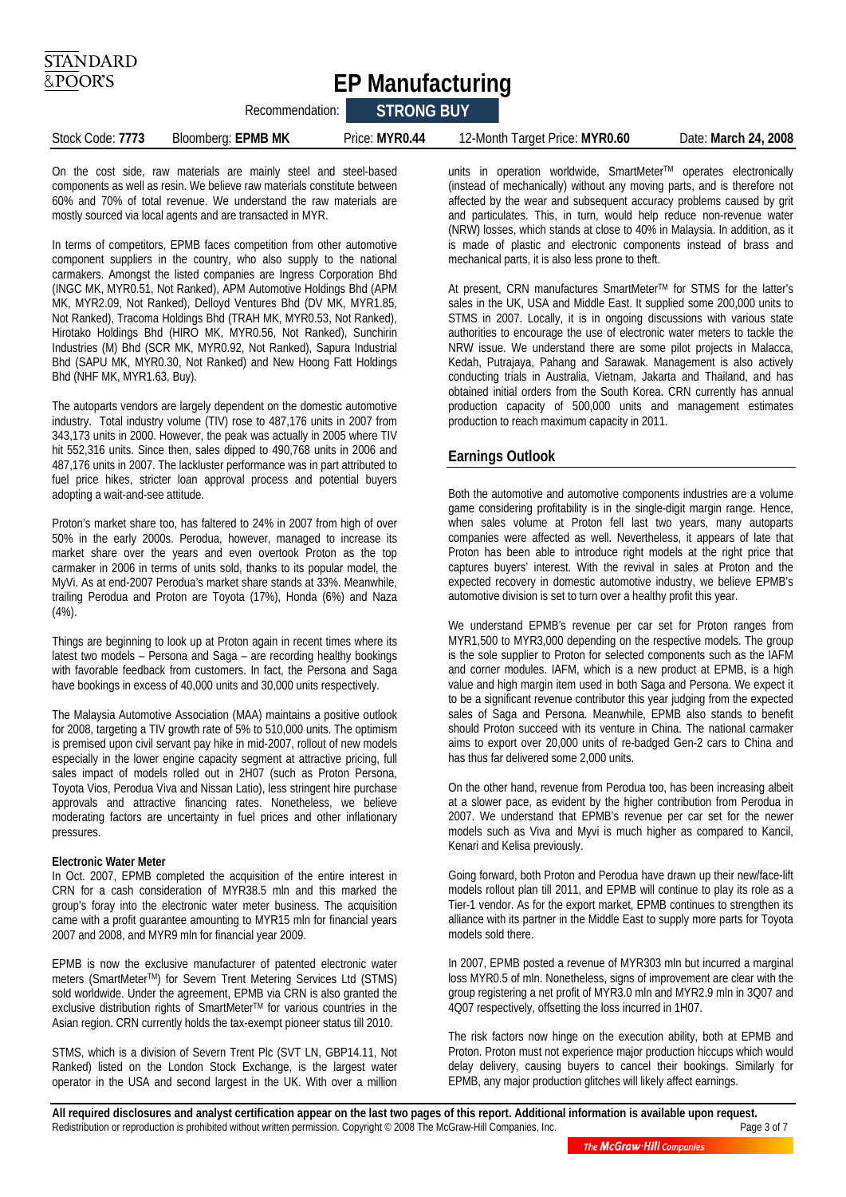On the cost side, raw materials are mainly steel and steel-based components as well as resin. We believe raw materials constitute between 60% and 70% of total revenue. We understand the raw materials are mostly sourced via local agents and are transacted in MYR.

In terms of competitors, EPMB faces competition from other automotive component suppliers in the country, who also supply to the national carmakers. Amongst the listed companies are Ingress Corporation Bhd (INGC MK, MYR0.51, Not Ranked), APM Automotive Holdings Bhd (APM MK, MYR2.09, Not Ranked), Delloyd Ventures Bhd (DV MK, MYR1.85, Not Ranked), Tracoma Holdings Bhd (TRAH MK, MYR0.53, Not Ranked), Hirotako Holdings Bhd (HIRO MK, MYR0.56, Not Ranked), Sunchirin Industries (M) Bhd (SCR MK, MYR0.92, Not Ranked), Sapura Industrial Bhd (SAPU MK, MYR0.30, Not Ranked) and New Hoong Fatt Holdings Bhd (NHF MK, MYR1.63, Buy).

The autoparts vendors are largely dependent on the domestic automotive industry. Total industry volume (TIV) rose to 487,176 units in 2007 from 343,173 units in 2000. However, the peak was actually in 2005 where TIV hit 552,316 units. Since then, sales dipped to 490,768 units in 2006 and 487,176 units in 2007. The lackluster performance was in part attributed to fuel price hikes, stricter loan approval process and potential buyers adopting a wait-and-see attitude.

Proton's market share too, has faltered to 24% in 2007 from high of over 50% in the early 2000s. Perodua, however, managed to increase its market share over the years and even overtook Proton as the top carmaker in 2006 in terms of units sold, thanks to its popular model, the MyVi. As at end-2007 Perodua's market share stands at 33%. Meanwhile, trailing Perodua and Proton are Toyota (17%), Honda (6%) and Naza (4%).

Things are beginning to look up at Proton again in recent times where its latest two models – Persona and Saga – are recording healthy bookings with favorable feedback from customers. In fact, the Persona and Saga have bookings in excess of 40,000 units and 30,000 units respectively.

The Malaysia Automotive Association (MAA) maintains a positive outlook for 2008, targeting a TIV growth rate of 5% to 510,000 units. The optimism is premised upon civil servant pay hike in mid-2007, rollout of new models especially in the lower engine capacity segment at attractive pricing, full sales impact of models rolled out in 2H07 (such as Proton Persona, Toyota Vios, Perodua Viva and Nissan Latio), less stringent hire purchase approvals and attractive financing rates. Nonetheless, we believe moderating factors are uncertainty in fuel prices and other inflationary pressures.

**Electronic Water Meter**

In Oct. 2007, EPMB completed the acquisition of the entire interest in CRN for a cash consideration of MYR38.5 mln and this marked the group's foray into the electronic water meter business. The acquisition came with a profit guarantee amounting to MYR15 mln for financial years 2007 and 2008, and MYR9 mln for financial year 2009.

EPMB is now the exclusive manufacturer of patented electronic water meters (SmartMeter™) for Severn Trent Metering Services Ltd (STMS) sold worldwide. Under the agreement, EPMB via CRN is also granted the exclusive distribution rights of SmartMeter™ for various countries in the Asian region. CRN currently holds the tax-exempt pioneer status till 2010.

STMS, which is a division of Severn Trent Plc (SVT LN, GBP14.11, Not Ranked) listed on the London Stock Exchange, is the largest water operator in the USA and second largest in the UK. With over a million units in operation worldwide, SmartMeter™ operates electronically (instead of mechanically) without any moving parts, and is therefore not affected by the wear and subsequent accuracy problems caused by grit and particulates. This, in turn, would help reduce non-revenue water (NRW) losses, which stands at close to 40% in Malaysia. In addition, as it is made of plastic and electronic components instead of brass and mechanical parts, it is also less prone to theft.

At present, CRN manufactures SmartMeter™ for STMS for the latter's sales in the UK, USA and Middle East. It supplied some 200,000 units to STMS in 2007. Locally, it is in ongoing discussions with various state authorities to encourage the use of electronic water meters to tackle the NRW issue. We understand there are some pilot projects in Malacca, Kedah, Putrajaya, Pahang and Sarawak. Management is also actively conducting trials in Australia, Vietnam, Jakarta and Thailand, and has obtained initial orders from the South Korea. CRN currently has annual production capacity of 500,000 units and management estimates production to reach maximum capacity in 2011.

## Earnings Outlook

Both the automotive and automotive components industries are a volume game considering profitability is in the single-digit margin range. Hence, when sales volume at Proton fell last two years, many autoparts companies were affected as well. Nevertheless, it appears of late that Proton has been able to introduce right models at the right price that captures buyers' interest. With the revival in sales at Proton and the expected recovery in domestic automotive industry, we believe EPMB's automotive division is set to turn over a healthy profit this year.

We understand EPMB's revenue per car set for Proton ranges from MYR1,500 to MYR3,000 depending on the respective models. The group is the sole supplier to Proton for selected components such as the IAFM and corner modules. IAFM, which is a new product at EPMB, is a high value and high margin item used in both Saga and Persona. We expect it to be a significant revenue contributor this year judging from the expected sales of Saga and Persona. Meanwhile, EPMB also stands to benefit should Proton succeed with its venture in China. The national carmaker aims to export over 20,000 units of re-badged Gen-2 cars to China and has thus far delivered some 2,000 units.

On the other hand, revenue from Perodua too, has been increasing albeit at a slower pace, as evident by the higher contribution from Perodua in 2007. We understand that EPMB's revenue per car set for the newer models such as Viva and Myvi is much higher as compared to Kancil, Kenari and Kelisa previously.

Going forward, both Proton and Perodua have drawn up their new/face-lift models rollout plan till 2011, and EPMB will continue to play its role as a Tier-1 vendor. As for the export market, EPMB continues to strengthen its alliance with its partner in the Middle East to supply more parts for Toyota models sold there.

In 2007, EPMB posted a revenue of MYR303 mln but incurred a marginal loss MYR0.5 of mln. Nonetheless, signs of improvement are clear with the group registering a net profit of MYR3.0 mln and MYR2.9 mln in 3Q07 and 4Q07 respectively, offsetting the loss incurred in 1H07.

The risk factors now hinge on the execution ability, both at EPMB and Proton. Proton must not experience major production hiccups which would delay delivery, causing buyers to cancel their bookings. Similarly for EPMB, any major production glitches will likely affect earnings.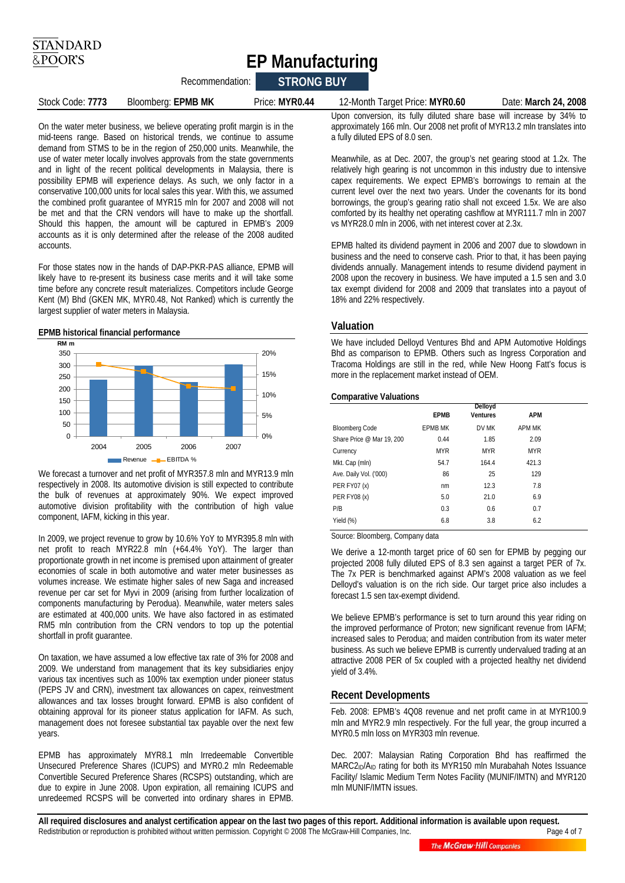On the water meter business, we believe operating profit margin is in the mid-teens range. Based on historical trends, we continue to assume demand from STMS to be in the region of 250,000 units. Meanwhile, the use of water meter locally involves approvals from the state governments and in light of the recent political developments in Malaysia, there is possibility EPMB will experience delays. As such, we only factor in a conservative 100,000 units for local sales this year. With this, we assumed the combined profit guarantee of MYR15 mln for 2007 and 2008 will not be met and that the CRN vendors will have to make up the shortfall. Should this happen, the amount will be captured in EPMB's 2009 accounts as it is only determined after the release of the 2008 audited accounts.

For those states now in the hands of DAP-PKR-PAS alliance, EPMB will likely have to re-present its business case merits and it will take some time before any concrete result materializes. Competitors include George Kent (M) Bhd (GKEN MK, MYR0.48, Not Ranked) which is currently the largest supplier of water meters in Malaysia.

**EPMB historical financial performance**

We forecast a turnover and net profit of MYR357.8 mln and MYR13.9 mln respectively in 2008. Its automotive division is still expected to contribute the bulk of revenues at approximately 90%. We expect improved automotive division profitability with the contribution of high value component, IAFM, kicking in this year.

In 2009, we project revenue to grow by 10.6% YoY to MYR395.8 mln with net profit to reach MYR22.8 mln (+64.4% YoY). The larger than proportionate growth in net income is premised upon attainment of greater economies of scale in both automotive and water meter businesses as volumes increase. We estimate higher sales of new Saga and increased revenue per car set for Myvi in 2009 (arising from further localization of components manufacturing by Perodua). Meanwhile, water meters sales are estimated at 400,000 units. We have also factored in as estimated RM5 mln contribution from the CRN vendors to top up the potential shortfall in profit guarantee.

On taxation, we have assumed a low effective tax rate of 3% for 2008 and 2009. We understand from management that its key subsidiaries enjoy various tax incentives such as 100% tax exemption under pioneer status (PEPS JV and CRN), investment tax allowances on capex, reinvestment allowances and tax losses brought forward. EPMB is also confident of obtaining approval for its pioneer status application for IAFM. As such, management does not foresee substantial tax payable over the next few years.

EPMB has approximately MYR8.1 mln Irredeemable Convertible Unsecured Preference Shares (ICUPS) and MYR0.2 mln Redeemable Convertible Secured Preference Shares (RCSPS) outstanding, which are due to expire in June 2008. Upon expiration, all remaining ICUPS and unredeemed RCSPS will be converted into ordinary shares in EPMB. Upon conversion, its fully diluted share base will increase by 34% to approximately 166 mln. Our 2008 net profit of MYR13.2 mln translates into a fully diluted EPS of 8.0 sen.

Meanwhile, as at Dec. 2007, the group's net gearing stood at 1.2x. The relatively high gearing is not uncommon in this industry due to intensive capex requirements. We expect EPMB's borrowings to remain at the current level over the next two years. Under the covenants for its bond borrowings, the group's gearing ratio shall not exceed 1.5x. We are also comforted by its healthy net operating cashflow at MYR111.7 mln in 2007 vs MYR28.0 mln in 2006, with net interest cover at 2.3x.

EPMB halted its dividend payment in 2006 and 2007 due to slowdown in business and the need to conserve cash. Prior to that, it has been paying dividends annually. Management intends to resume dividend payment in 2008 upon the recovery in business. We have imputed a 1.5 sen and 3.0 tax exempt dividend for 2008 and 2009 that translates into a payout of 18% and 22% respectively.

## Valuation

We have included Delloyd Ventures Bhd and APM Automotive Holdings Bhd as comparison to EPMB. Others such as Ingress Corporation and Tracoma Holdings are still in the red, while New Hoong Fatt's focus is more in the replacement market instead of OEM.

**Comparative Valuations**

| | EPMB | Delloyd Ventures | APM |
|---|---|---|---|
| Bloomberg Code | EPMB MK | DV MK | APM MK |
| Share Price @ Mar 19, 200 | 0.44 | 1.85 | 2.09 |
| Currency | MYR | MYR | MYR |
| Mkt. Cap (mln) | 54.7 | 164.4 | 421.3 |
| Ave. Daily Vol. ('000) | 86 | 25 | 129 |
| PER FY07 (x) | nm | 12.3 | 7.8 |
| PER FY08 (x) | 5.0 | 21.0 | 6.9 |
| P/B | 0.3 | 0.6 | 0.7 |
| Yield (%) | 6.8 | 3.8 | 6.2 |

Source: Bloomberg, Company data

We derive a 12-month target price of 60 sen for EPMB by pegging our projected 2008 fully diluted EPS of 8.3 sen against a target PER of 7x. The 7x PER is benchmarked against APM's 2008 valuation as we feel Delloyd's valuation is on the rich side. Our target price also includes a forecast 1.5 sen tax-exempt dividend.

We believe EPMB's performance is set to turn around this year riding on the improved performance of Proton; new significant revenue from IAFM; increased sales to Perodua; and maiden contribution from its water meter business. As such we believe EPMB is currently undervalued trading at an attractive 2008 PER of 5x coupled with a projected healthy net dividend yield of 3.4%.

## Recent Developments

Feb. 2008: EPMB's 4Q08 revenue and net profit came in at MYR100.9 mln and MYR2.9 mln respectively. For the full year, the group incurred a MYR0.5 mln loss on MYR303 mln revenue.

Dec. 2007: Malaysian Rating Corporation Bhd has reaffirmed the MARC2$_{ID}$/A$_{ID}$ rating for both its MYR150 mln Murabahah Notes Issuance Facility/ Islamic Medium Term Notes Facility (MUNIF/IMTN) and MYR120 mln MUNIF/IMTN issues.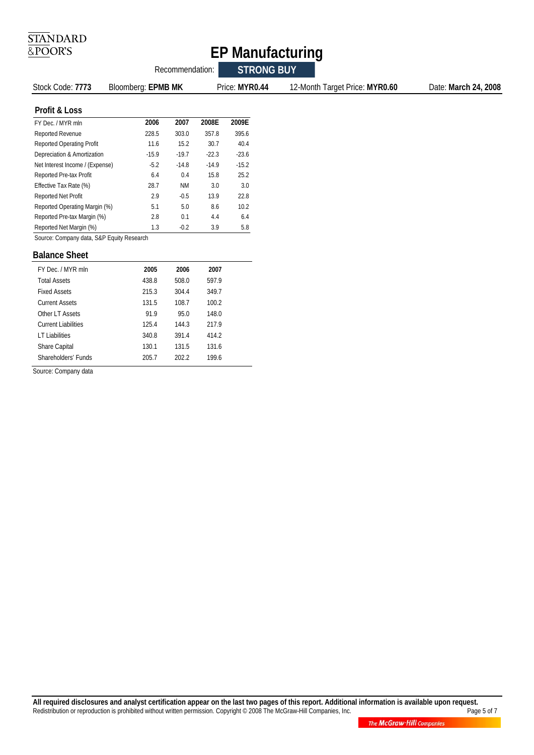# EP Manufacturing

Recommendation: **STRONG BUY**

Stock Code: **7773** | Bloomberg: **EPMB MK** | Price: **MYR0.44** | 12-Month Target Price: **MYR0.60** | Date: **March 24, 2008**

## Profit & Loss

| FY Dec. / MYR mln | 2006 | 2007 | 2008E | 2009E |
|---|---|---|---|---|
| Reported Revenue | 228.5 | 303.0 | 357.8 | 395.6 |
| Reported Operating Profit | 11.6 | 15.2 | 30.7 | 40.4 |
| Depreciation & Amortization | -15.9 | -19.7 | -22.3 | -23.6 |
| Net Interest Income / (Expense) | -5.2 | -14.8 | -14.9 | -15.2 |
| Reported Pre-tax Profit | 6.4 | 0.4 | 15.8 | 25.2 |
| Effective Tax Rate (%) | 28.7 | NM | 3.0 | 3.0 |
| Reported Net Profit | 2.9 | -0.5 | 13.9 | 22.8 |
| Reported Operating Margin (%) | 5.1 | 5.0 | 8.6 | 10.2 |
| Reported Pre-tax Margin (%) | 2.8 | 0.1 | 4.4 | 6.4 |
| Reported Net Margin (%) | 1.3 | -0.2 | 3.9 | 5.8 |

Source: Company data, S&P Equity Research

## Balance Sheet

| FY Dec. / MYR mln | 2005 | 2006 | 2007 |
|---|---|---|---|
| Total Assets | 438.8 | 508.0 | 597.9 |
| Fixed Assets | 215.3 | 304.4 | 349.7 |
| Current Assets | 131.5 | 108.7 | 100.2 |
| Other LT Assets | 91.9 | 95.0 | 148.0 |
| Current Liabilities | 125.4 | 144.3 | 217.9 |
| LT Liabilities | 340.8 | 391.4 | 414.2 |
| Share Capital | 130.1 | 131.5 | 131.6 |
| Shareholders' Funds | 205.7 | 202.2 | 199.6 |

Source: Company data

**All required disclosures and analyst certification appear on the last two pages of this report. Additional information is available upon request.**
Redistribution or reproduction is prohibited without written permission. Copyright © 2008 The McGraw-Hill Companies, Inc.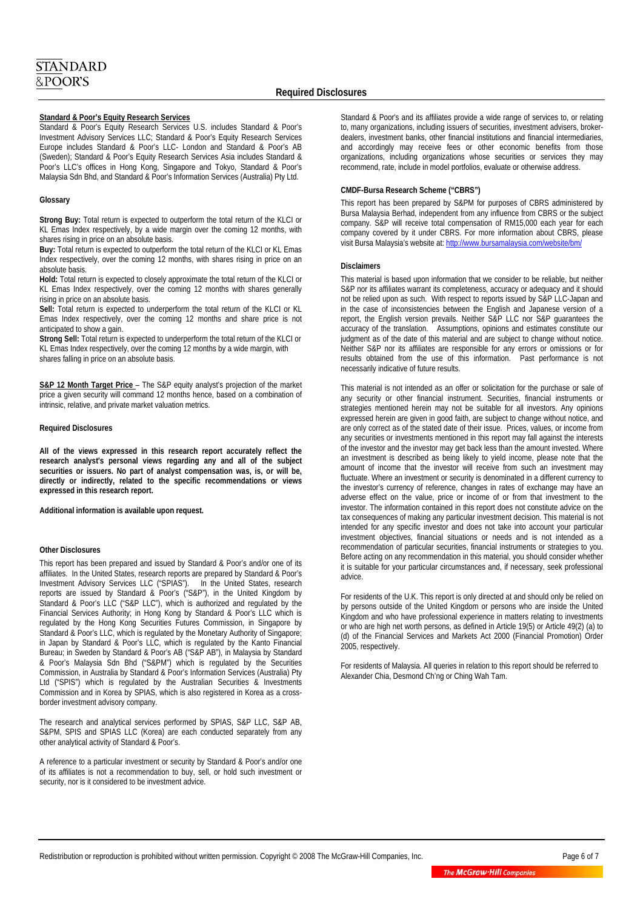## Required Disclosures

**Standard & Poor's Equity Research Services**

Standard & Poor's Equity Research Services U.S. includes Standard & Poor's Investment Advisory Services LLC; Standard & Poor's Equity Research Services Europe includes Standard & Poor's LLC- London and Standard & Poor's AB (Sweden); Standard & Poor's Equity Research Services Asia includes Standard & Poor's LLC's offices in Hong Kong, Singapore and Tokyo, Standard & Poor's Malaysia Sdn Bhd, and Standard & Poor's Information Services (Australia) Pty Ltd.

**Glossary**

**Strong Buy:** Total return is expected to outperform the total return of the KLCI or KL Emas Index respectively, by a wide margin over the coming 12 months, with shares rising in price on an absolute basis.

**Buy:** Total return is expected to outperform the total return of the KLCI or KL Emas Index respectively, over the coming 12 months, with shares rising in price on an absolute basis.

**Hold:** Total return is expected to closely approximate the total return of the KLCI or KL Emas Index respectively, over the coming 12 months with shares generally rising in price on an absolute basis.

**Sell:** Total return is expected to underperform the total return of the KLCI or KL Emas Index respectively, over the coming 12 months and share price is not anticipated to show a gain.

**Strong Sell:** Total return is expected to underperform the total return of the KLCI or KL Emas Index respectively, over the coming 12 months by a wide margin, with shares falling in price on an absolute basis.

**S&P 12 Month Target Price** – The S&P equity analyst's projection of the market price a given security will command 12 months hence, based on a combination of intrinsic, relative, and private market valuation metrics.

**Required Disclosures**

**All of the views expressed in this research report accurately reflect the research analyst's personal views regarding any and all of the subject securities or issuers. No part of analyst compensation was, is, or will be, directly or indirectly, related to the specific recommendations or views expressed in this research report.**

**Additional information is available upon request.**

**Other Disclosures**

This report has been prepared and issued by Standard & Poor's and/or one of its affiliates. In the United States, research reports are prepared by Standard & Poor's Investment Advisory Services LLC ("SPIAS"). In the United States, research reports are issued by Standard & Poor's ("S&P"), in the United Kingdom by Standard & Poor's LLC ("S&P LLC"), which is authorized and regulated by the Financial Services Authority; in Hong Kong by Standard & Poor's LLC which is regulated by the Hong Kong Securities Futures Commission, in Singapore by Standard & Poor's LLC, which is regulated by the Monetary Authority of Singapore; in Japan by Standard & Poor's LLC, which is regulated by the Kanto Financial Bureau; in Sweden by Standard & Poor's AB ("S&P AB"), in Malaysia by Standard & Poor's Malaysia Sdn Bhd ("S&PM") which is regulated by the Securities Commission, in Australia by Standard & Poor's Information Services (Australia) Pty Ltd ("SPIS") which is regulated by the Australian Securities & Investments Commission and in Korea by SPIAS, which is also registered in Korea as a cross-border investment advisory company.

The research and analytical services performed by SPIAS, S&P LLC, S&P AB, S&PM, SPIS and SPIAS LLC (Korea) are each conducted separately from any other analytical activity of Standard & Poor's.

A reference to a particular investment or security by Standard & Poor's and/or one of its affiliates is not a recommendation to buy, sell, or hold such investment or security, nor is it considered to be investment advice.

Standard & Poor's and its affiliates provide a wide range of services to, or relating to, many organizations, including issuers of securities, investment advisers, broker-dealers, investment banks, other financial institutions and financial intermediaries, and accordingly may receive fees or other economic benefits from those organizations, including organizations whose securities or services they may recommend, rate, include in model portfolios, evaluate or otherwise address.

**CMDF-Bursa Research Scheme ("CBRS")**

This report has been prepared by S&PM for purposes of CBRS administered by Bursa Malaysia Berhad, independent from any influence from CBRS or the subject company. S&P will receive total compensation of RM15,000 each year for each company covered by it under CBRS. For more information about CBRS, please visit Bursa Malaysia's website at: http://www.bursamalaysia.com/website/bm/

**Disclaimers**

This material is based upon information that we consider to be reliable, but neither S&P nor its affiliates warrant its completeness, accuracy or adequacy and it should not be relied upon as such. With respect to reports issued by S&P LLC-Japan and in the case of inconsistencies between the English and Japanese version of a report, the English version prevails. Neither S&P LLC nor S&P guarantees the accuracy of the translation. Assumptions, opinions and estimates constitute our judgment as of the date of this material and are subject to change without notice. Neither S&P nor its affiliates are responsible for any errors or omissions or for results obtained from the use of this information. Past performance is not necessarily indicative of future results.

This material is not intended as an offer or solicitation for the purchase or sale of any security or other financial instrument. Securities, financial instruments or strategies mentioned herein may not be suitable for all investors. Any opinions expressed herein are given in good faith, are subject to change without notice, and are only correct as of the stated date of their issue. Prices, values, or income from any securities or investments mentioned in this report may fall against the interests of the investor and the investor may get back less than the amount invested. Where an investment is described as being likely to yield income, please note that the amount of income that the investor will receive from such an investment may fluctuate. Where an investment or security is denominated in a different currency to the investor's currency of reference, changes in rates of exchange may have an adverse effect on the value, price or income of or from that investment to the investor. The information contained in this report does not constitute advice on the tax consequences of making any particular investment decision. This material is not intended for any specific investor and does not take into account your particular investment objectives, financial situations or needs and is not intended as a recommendation of particular securities, financial instruments or strategies to you. Before acting on any recommendation in this material, you should consider whether it is suitable for your particular circumstances and, if necessary, seek professional advice.

For residents of the U.K. This report is only directed at and should only be relied on by persons outside of the United Kingdom or persons who are inside the United Kingdom and who have professional experience in matters relating to investments or who are high net worth persons, as defined in Article 19(5) or Article 49(2) (a) to (d) of the Financial Services and Markets Act 2000 (Financial Promotion) Order 2005, respectively.

For residents of Malaysia. All queries in relation to this report should be referred to Alexander Chia, Desmond Ch'ng or Ching Wah Tam.

Redistribution or reproduction is prohibited without written permission. Copyright © 2008 The McGraw-Hill Companies, Inc.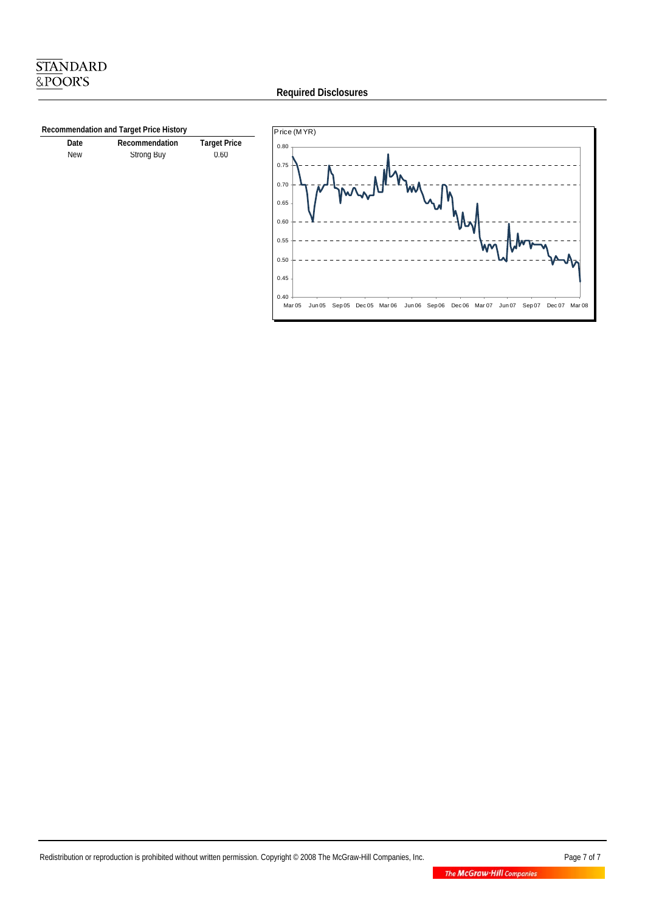## Required Disclosures

**Recommendation and Target Price History**

| Date | Recommendation | Target Price |
|---|---|---|
| New | Strong Buy | 0.60 |

Price (MYR)

0.80
0.75
0.70
0.65
0.60
0.55
0.50
0.45
0.40

Mar 05 Jun 05 Sep 05 Dec 05 Mar 06 Jun 06 Sep 06 Dec 06 Mar 07 Jun 07 Sep 07 Dec 07 Mar 08

Redistribution or reproduction is prohibited without written permission. Copyright © 2008 The McGraw-Hill Companies, Inc.